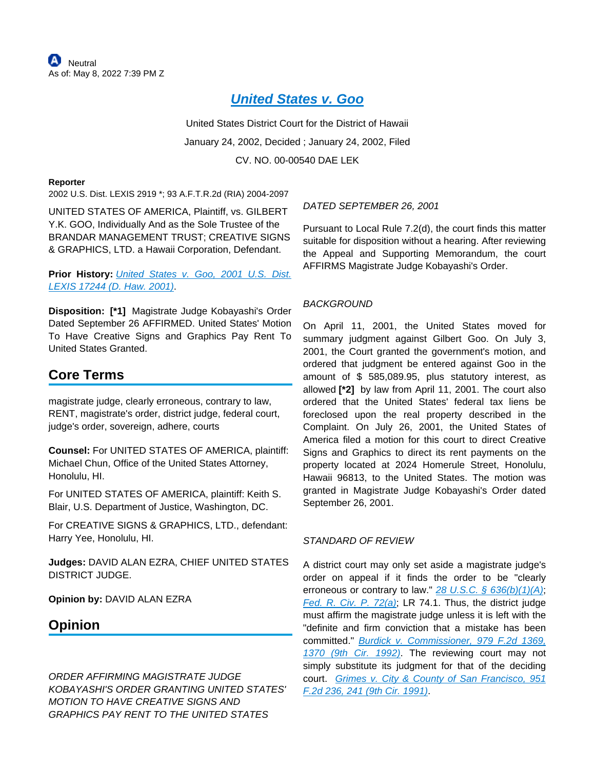Neutral
As of: May 8, 2022 7:39 PM Z

# United States v. Goo

United States District Court for the District of Hawaii

January 24, 2002, Decided ; January 24, 2002, Filed

CV. NO. 00-00540 DAE LEK

**Reporter**

2002 U.S. Dist. LEXIS 2919 *; 93 A.F.T.R.2d (RIA) 2004-2097

UNITED STATES OF AMERICA, Plaintiff, vs. GILBERT Y.K. GOO, Individually And as the Sole Trustee of the BRANDAR MANAGEMENT TRUST; CREATIVE SIGNS & GRAPHICS, LTD. a Hawaii Corporation, Defendant.

**Prior History:** United States v. Goo, 2001 U.S. Dist. LEXIS 17244 (D. Haw. 2001).

**Disposition:** **[*1]** Magistrate Judge Kobayashi's Order Dated September 26 AFFIRMED. United States' Motion To Have Creative Signs and Graphics Pay Rent To United States Granted.

## Core Terms

magistrate judge, clearly erroneous, contrary to law, RENT, magistrate's order, district judge, federal court, judge's order, sovereign, adhere, courts

**Counsel:** For UNITED STATES OF AMERICA, plaintiff: Michael Chun, Office of the United States Attorney, Honolulu, HI.

For UNITED STATES OF AMERICA, plaintiff: Keith S. Blair, U.S. Department of Justice, Washington, DC.

For CREATIVE SIGNS & GRAPHICS, LTD., defendant: Harry Yee, Honolulu, HI.

**Judges:** DAVID ALAN EZRA, CHIEF UNITED STATES DISTRICT JUDGE.

**Opinion by:** DAVID ALAN EZRA

## Opinion

*ORDER AFFIRMING MAGISTRATE JUDGE KOBAYASHI'S ORDER GRANTING UNITED STATES' MOTION TO HAVE CREATIVE SIGNS AND GRAPHICS PAY RENT TO THE UNITED STATES DATED SEPTEMBER 26, 2001*

Pursuant to Local Rule 7.2(d), the court finds this matter suitable for disposition without a hearing. After reviewing the Appeal and Supporting Memorandum, the court AFFIRMS Magistrate Judge Kobayashi's Order.

*BACKGROUND*

On April 11, 2001, the United States moved for summary judgment against Gilbert Goo. On July 3, 2001, the Court granted the government's motion, and ordered that judgment be entered against Goo in the amount of $ 585,089.95, plus statutory interest, as allowed **[*2]** by law from April 11, 2001. The court also ordered that the United States' federal tax liens be foreclosed upon the real property described in the Complaint. On July 26, 2001, the United States of America filed a motion for this court to direct Creative Signs and Graphics to direct its rent payments on the property located at 2024 Homerule Street, Honolulu, Hawaii 96813, to the United States. The motion was granted in Magistrate Judge Kobayashi's Order dated September 26, 2001.

*STANDARD OF REVIEW*

A district court may only set aside a magistrate judge's order on appeal if it finds the order to be "clearly erroneous or contrary to law." 28 U.S.C. § 636(b)(1)(A); Fed. R. Civ. P. 72(a); LR 74.1. Thus, the district judge must affirm the magistrate judge unless it is left with the "definite and firm conviction that a mistake has been committed." Burdick v. Commissioner, 979 F.2d 1369, 1370 (9th Cir. 1992). The reviewing court may not simply substitute its judgment for that of the deciding court. Grimes v. City & County of San Francisco, 951 F.2d 236, 241 (9th Cir. 1991).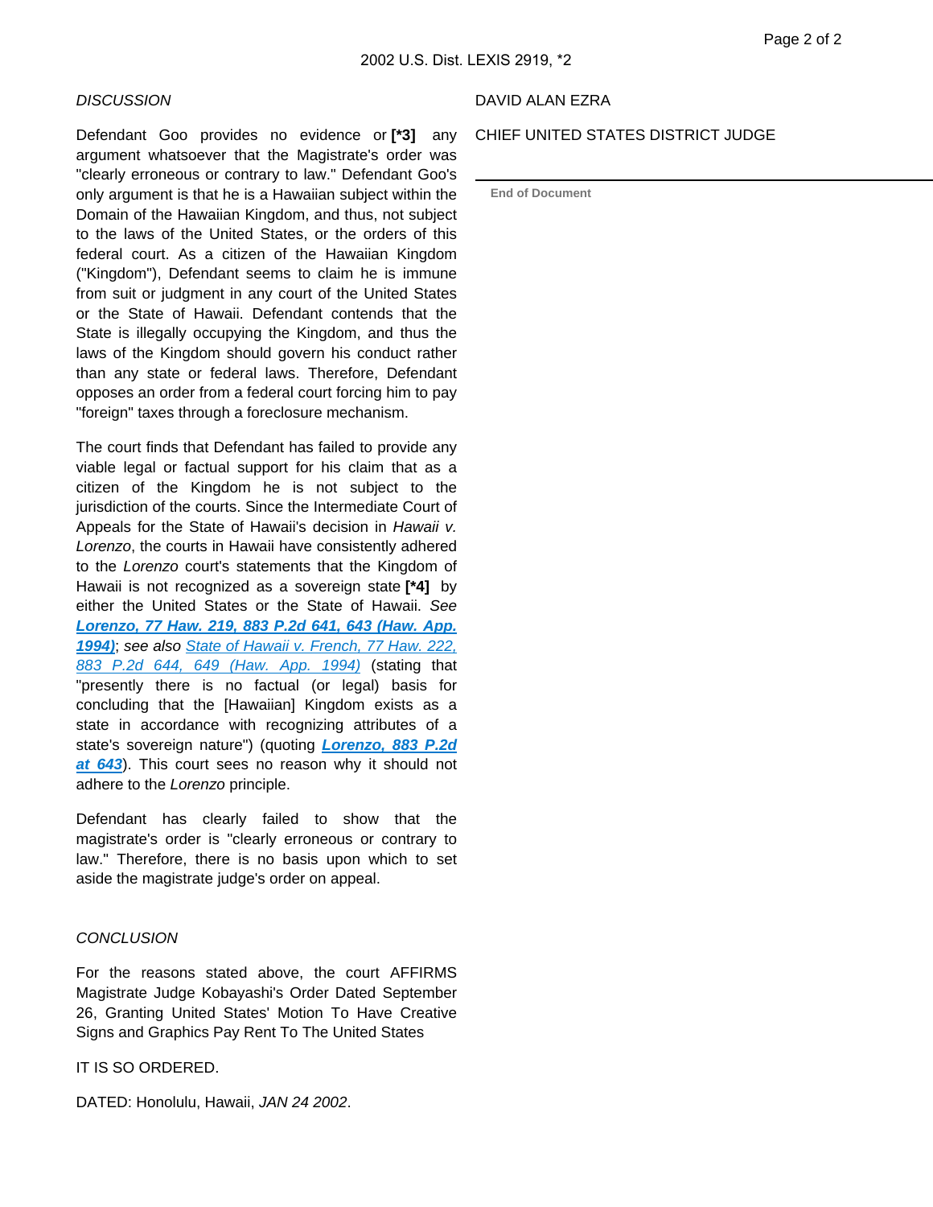*DISCUSSION*

Defendant Goo provides no evidence or **[*3]** any argument whatsoever that the Magistrate's order was "clearly erroneous or contrary to law." Defendant Goo's only argument is that he is a Hawaiian subject within the Domain of the Hawaiian Kingdom, and thus, not subject to the laws of the United States, or the orders of this federal court. As a citizen of the Hawaiian Kingdom ("Kingdom"), Defendant seems to claim he is immune from suit or judgment in any court of the United States or the State of Hawaii. Defendant contends that the State is illegally occupying the Kingdom, and thus the laws of the Kingdom should govern his conduct rather than any state or federal laws. Therefore, Defendant opposes an order from a federal court forcing him to pay "foreign" taxes through a foreclosure mechanism.

The court finds that Defendant has failed to provide any viable legal or factual support for his claim that as a citizen of the Kingdom he is not subject to the jurisdiction of the courts. Since the Intermediate Court of Appeals for the State of Hawaii's decision in *Hawaii v. Lorenzo*, the courts in Hawaii have consistently adhered to the *Lorenzo* court's statements that the Kingdom of Hawaii is not recognized as a sovereign state **[*4]** by either the United States or the State of Hawaii. *See* ***Lorenzo, 77 Haw. 219, 883 P.2d 641, 643 (Haw. App. 1994)***; *see also* *State of Hawaii v. French, 77 Haw. 222, 883 P.2d 644, 649 (Haw. App. 1994)* (stating that "presently there is no factual (or legal) basis for concluding that the [Hawaiian] Kingdom exists as a state in accordance with recognizing attributes of a state's sovereign nature") (quoting ***Lorenzo, 883 P.2d at 643***). This court sees no reason why it should not adhere to the *Lorenzo* principle.

Defendant has clearly failed to show that the magistrate's order is "clearly erroneous or contrary to law." Therefore, there is no basis upon which to set aside the magistrate judge's order on appeal.

*CONCLUSION*

For the reasons stated above, the court AFFIRMS Magistrate Judge Kobayashi's Order Dated September 26, Granting United States' Motion To Have Creative Signs and Graphics Pay Rent To The United States

IT IS SO ORDERED.

DATED: Honolulu, Hawaii, *JAN 24 2002*.

DAVID ALAN EZRA

CHIEF UNITED STATES DISTRICT JUDGE

End of Document